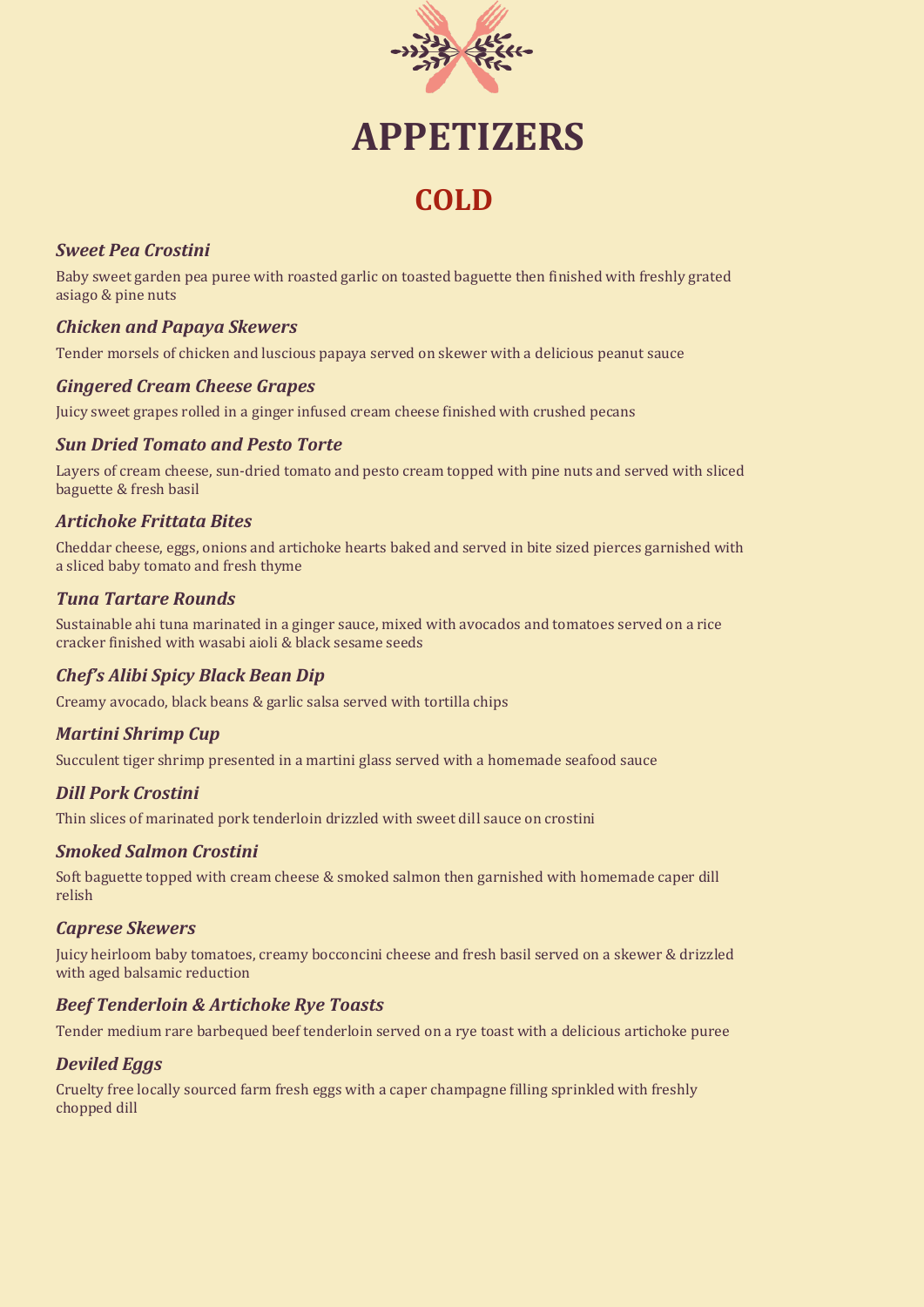# APPETIZERS

## COLD

### *Sweet Pea Crostini*

Baby sweet garden pea puree with roasted garlic on toasted baguette then finished with freshly grated asiago & pine nuts

### *Chicken and Papaya Skewers*

Tender morsels of chicken and luscious papaya served on skewer with a delicious peanut sauce

### *Gingered Cream Cheese Grapes*

Juicy sweet grapes rolled in a ginger infused cream cheese finished with crushed pecans

### *Sun Dried Tomato and Pesto Torte*

Layers of cream cheese, sun-dried tomato and pesto cream topped with pine nuts and served with sliced baguette & fresh basil

### *Artichoke Frittata Bites*

Cheddar cheese, eggs, onions and artichoke hearts baked and served in bite sized pierces garnished with a sliced baby tomato and fresh thyme

### *Tuna Tartare Rounds*

Sustainable ahi tuna marinated in a ginger sauce, mixed with avocados and tomatoes served on a rice cracker finished with wasabi aioli & black sesame seeds

### *Chef's Alibi Spicy Black Bean Dip*

Creamy avocado, black beans & garlic salsa served with tortilla chips

### *Martini Shrimp Cup*

Succulent tiger shrimp presented in a martini glass served with a homemade seafood sauce

### *Dill Pork Crostini*

Thin slices of marinated pork tenderloin drizzled with sweet dill sauce on crostini

### *Smoked Salmon Crostini*

Soft baguette topped with cream cheese & smoked salmon then garnished with homemade caper dill relish

### *Caprese Skewers*

Juicy heirloom baby tomatoes, creamy bocconcini cheese and fresh basil served on a skewer & drizzled with aged balsamic reduction

### *Beef Tenderloin & Artichoke Rye Toasts*

Tender medium rare barbequed beef tenderloin served on a rye toast with a delicious artichoke puree

### *Deviled Eggs*

Cruelty free locally sourced farm fresh eggs with a caper champagne filling sprinkled with freshly chopped dill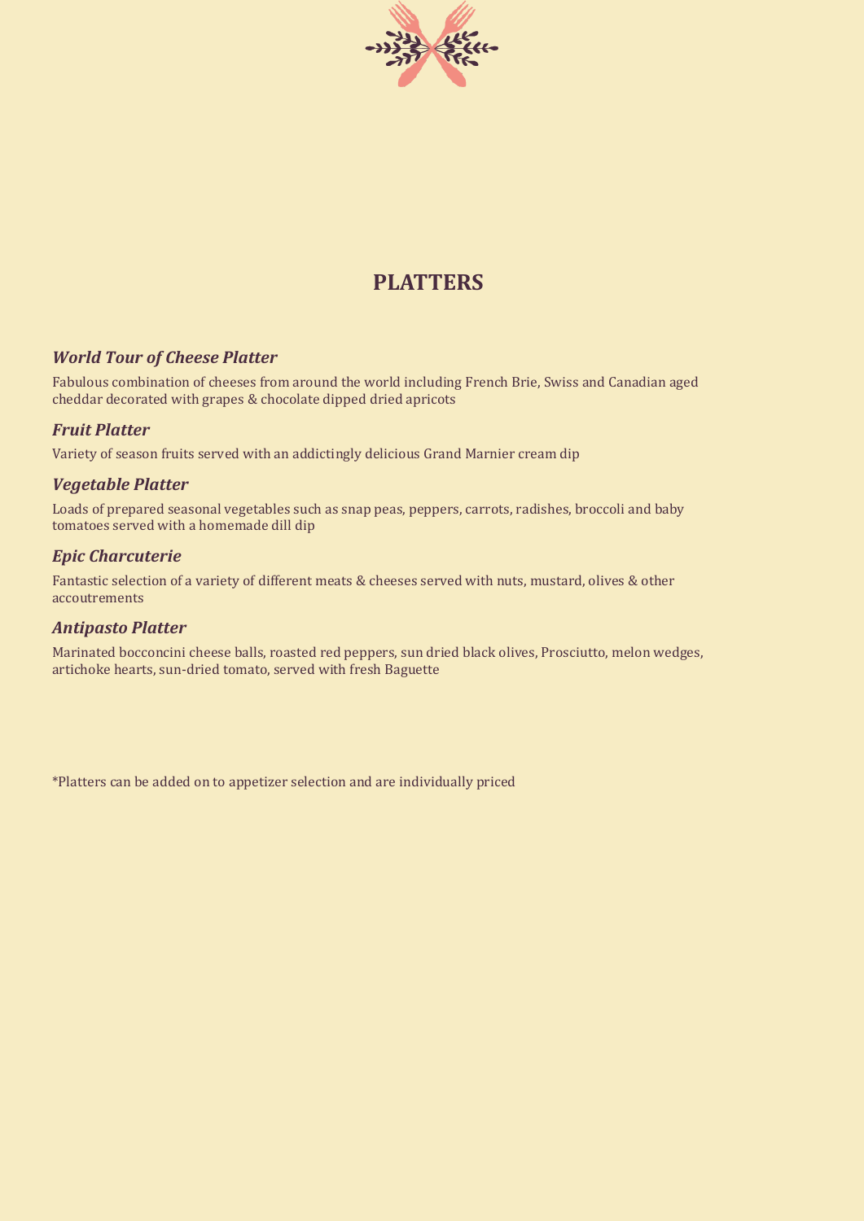# PLATTERS

### *World Tour of Cheese Platter*

Fabulous combination of cheeses from around the world including French Brie, Swiss and Canadian aged cheddar decorated with grapes & chocolate dipped dried apricots

### *Fruit Platter*

Variety of season fruits served with an addictingly delicious Grand Marnier cream dip

### *Vegetable Platter*

Loads of prepared seasonal vegetables such as snap peas, peppers, carrots, radishes, broccoli and baby tomatoes served with a homemade dill dip

### *Epic Charcuterie*

Fantastic selection of a variety of different meats & cheeses served with nuts, mustard, olives & other accoutrements

### *Antipasto Platter*

Marinated bocconcini cheese balls, roasted red peppers, sun dried black olives, Prosciutto, melon wedges, artichoke hearts, sun-dried tomato, served with fresh Baguette

*Platters can be added on to appetizer selection and are individually priced